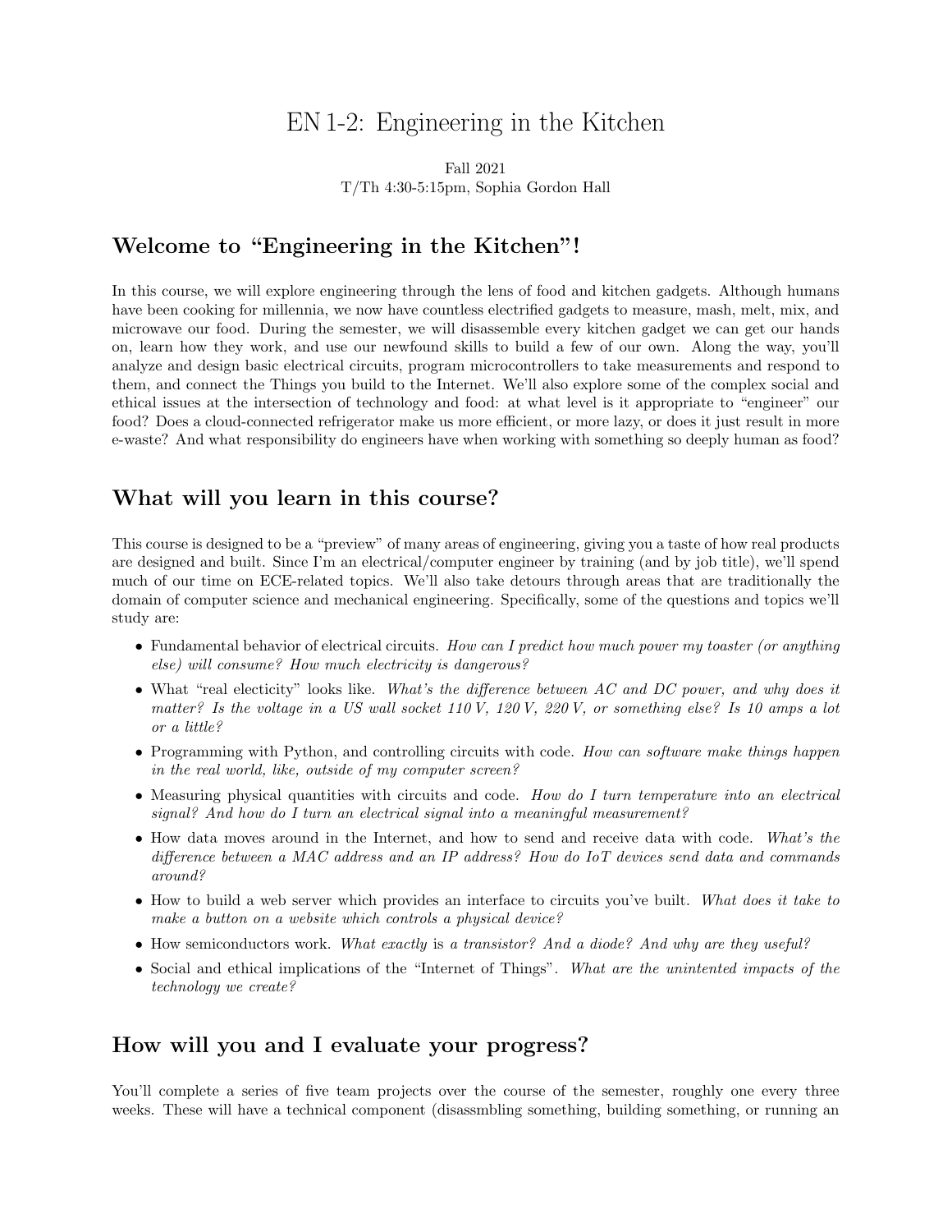# EN 1-2: Engineering in the Kitchen

Fall 2021
T/Th 4:30-5:15pm, Sophia Gordon Hall

## Welcome to "Engineering in the Kitchen"!

In this course, we will explore engineering through the lens of food and kitchen gadgets. Although humans have been cooking for millennia, we now have countless electrified gadgets to measure, mash, melt, mix, and microwave our food. During the semester, we will disassemble every kitchen gadget we can get our hands on, learn how they work, and use our newfound skills to build a few of our own. Along the way, you'll analyze and design basic electrical circuits, program microcontrollers to take measurements and respond to them, and connect the Things you build to the Internet. We'll also explore some of the complex social and ethical issues at the intersection of technology and food: at what level is it appropriate to "engineer" our food? Does a cloud-connected refrigerator make us more efficient, or more lazy, or does it just result in more e-waste? And what responsibility do engineers have when working with something so deeply human as food?

## What will you learn in this course?

This course is designed to be a "preview" of many areas of engineering, giving you a taste of how real products are designed and built. Since I'm an electrical/computer engineer by training (and by job title), we'll spend much of our time on ECE-related topics. We'll also take detours through areas that are traditionally the domain of computer science and mechanical engineering. Specifically, some of the questions and topics we'll study are:

- Fundamental behavior of electrical circuits. *How can I predict how much power my toaster (or anything else) will consume? How much electricity is dangerous?*
- What "real electicity" looks like. *What's the difference between AC and DC power, and why does it matter? Is the voltage in a US wall socket 110 V, 120 V, 220 V, or something else? Is 10 amps a lot or a little?*
- Programming with Python, and controlling circuits with code. *How can software make things happen in the real world, like, outside of my computer screen?*
- Measuring physical quantities with circuits and code. *How do I turn temperature into an electrical signal? And how do I turn an electrical signal into a meaningful measurement?*
- How data moves around in the Internet, and how to send and receive data with code. *What's the difference between a MAC address and an IP address? How do IoT devices send data and commands around?*
- How to build a web server which provides an interface to circuits you've built. *What does it take to make a button on a website which controls a physical device?*
- How semiconductors work. *What exactly is a transistor? And a diode? And why are they useful?*
- Social and ethical implications of the "Internet of Things". *What are the unintented impacts of the technology we create?*

## How will you and I evaluate your progress?

You'll complete a series of five team projects over the course of the semester, roughly one every three weeks. These will have a technical component (disassmbling something, building something, or running an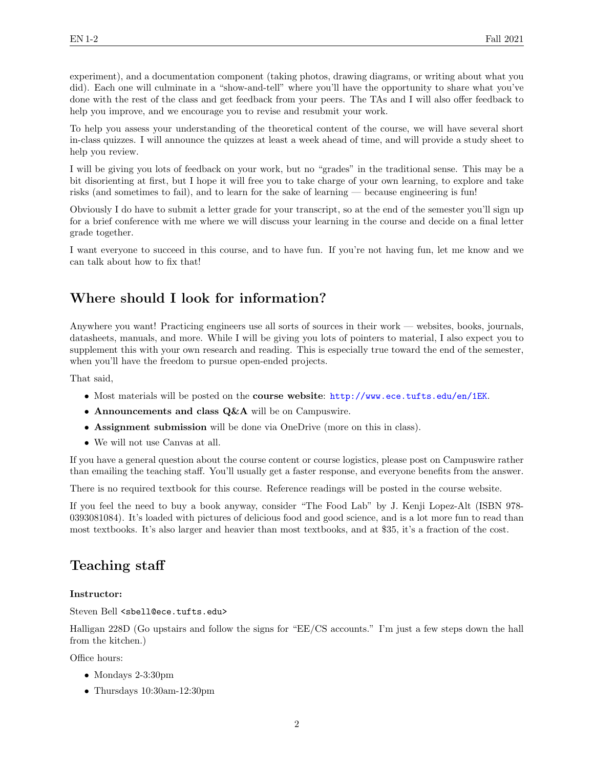experiment), and a documentation component (taking photos, drawing diagrams, or writing about what you did). Each one will culminate in a "show-and-tell" where you'll have the opportunity to share what you've done with the rest of the class and get feedback from your peers. The TAs and I will also offer feedback to help you improve, and we encourage you to revise and resubmit your work.

To help you assess your understanding of the theoretical content of the course, we will have several short in-class quizzes. I will announce the quizzes at least a week ahead of time, and will provide a study sheet to help you review.

I will be giving you lots of feedback on your work, but no "grades" in the traditional sense. This may be a bit disorienting at first, but I hope it will free you to take charge of your own learning, to explore and take risks (and sometimes to fail), and to learn for the sake of learning — because engineering is fun!

Obviously I do have to submit a letter grade for your transcript, so at the end of the semester you'll sign up for a brief conference with me where we will discuss your learning in the course and decide on a final letter grade together.

I want everyone to succeed in this course, and to have fun. If you're not having fun, let me know and we can talk about how to fix that!

## Where should I look for information?

Anywhere you want! Practicing engineers use all sorts of sources in their work — websites, books, journals, datasheets, manuals, and more. While I will be giving you lots of pointers to material, I also expect you to supplement this with your own research and reading. This is especially true toward the end of the semester, when you'll have the freedom to pursue open-ended projects.

That said,

- Most materials will be posted on the **course website**: `http://www.ece.tufts.edu/en/1EK`.
- **Announcements and class Q&A** will be on Campuswire.
- **Assignment submission** will be done via OneDrive (more on this in class).
- We will not use Canvas at all.

If you have a general question about the course content or course logistics, please post on Campuswire rather than emailing the teaching staff. You'll usually get a faster response, and everyone benefits from the answer.

There is no required textbook for this course. Reference readings will be posted in the course website.

If you feel the need to buy a book anyway, consider "The Food Lab" by J. Kenji Lopez-Alt (ISBN 978-0393081084). It's loaded with pictures of delicious food and good science, and is a lot more fun to read than most textbooks. It's also larger and heavier than most textbooks, and at $35, it's a fraction of the cost.

## Teaching staff

**Instructor:**

Steven Bell `<sbell@ece.tufts.edu>`

Halligan 228D (Go upstairs and follow the signs for "EE/CS accounts." I'm just a few steps down the hall from the kitchen.)

Office hours:

- Mondays 2-3:30pm
- Thursdays 10:30am-12:30pm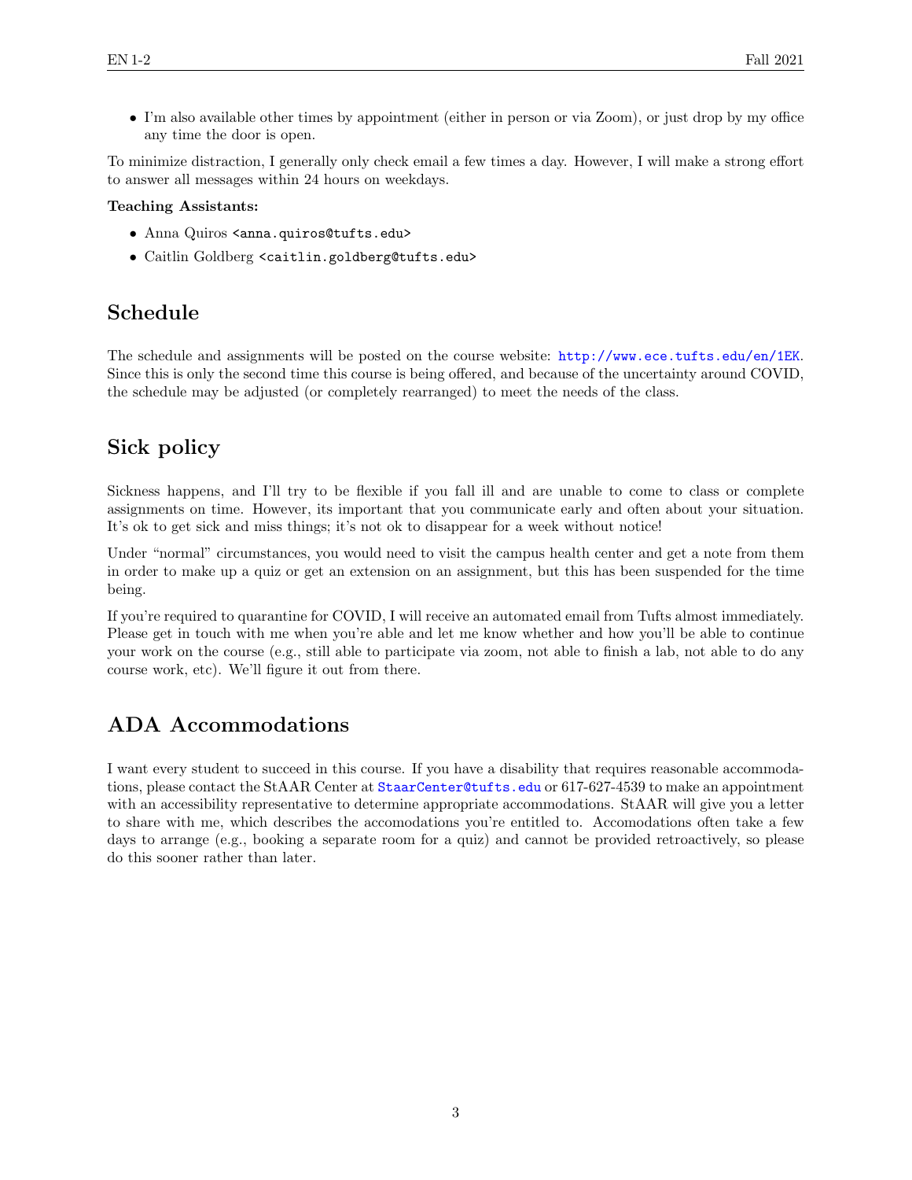- I'm also available other times by appointment (either in person or via Zoom), or just drop by my office any time the door is open.

To minimize distraction, I generally only check email a few times a day. However, I will make a strong effort to answer all messages within 24 hours on weekdays.

**Teaching Assistants:**

- Anna Quiros <anna.quiros@tufts.edu>
- Caitlin Goldberg <caitlin.goldberg@tufts.edu>

## Schedule

The schedule and assignments will be posted on the course website: http://www.ece.tufts.edu/en/1EK. Since this is only the second time this course is being offered, and because of the uncertainty around COVID, the schedule may be adjusted (or completely rearranged) to meet the needs of the class.

## Sick policy

Sickness happens, and I'll try to be flexible if you fall ill and are unable to come to class or complete assignments on time. However, its important that you communicate early and often about your situation. It's ok to get sick and miss things; it's not ok to disappear for a week without notice!

Under "normal" circumstances, you would need to visit the campus health center and get a note from them in order to make up a quiz or get an extension on an assignment, but this has been suspended for the time being.

If you're required to quarantine for COVID, I will receive an automated email from Tufts almost immediately. Please get in touch with me when you're able and let me know whether and how you'll be able to continue your work on the course (e.g., still able to participate via zoom, not able to finish a lab, not able to do any course work, etc). We'll figure it out from there.

## ADA Accommodations

I want every student to succeed in this course. If you have a disability that requires reasonable accommodations, please contact the StAAR Center at StaarCenter@tufts.edu or 617-627-4539 to make an appointment with an accessibility representative to determine appropriate accommodations. StAAR will give you a letter to share with me, which describes the accomodations you're entitled to. Accomodations often take a few days to arrange (e.g., booking a separate room for a quiz) and cannot be provided retroactively, so please do this sooner rather than later.